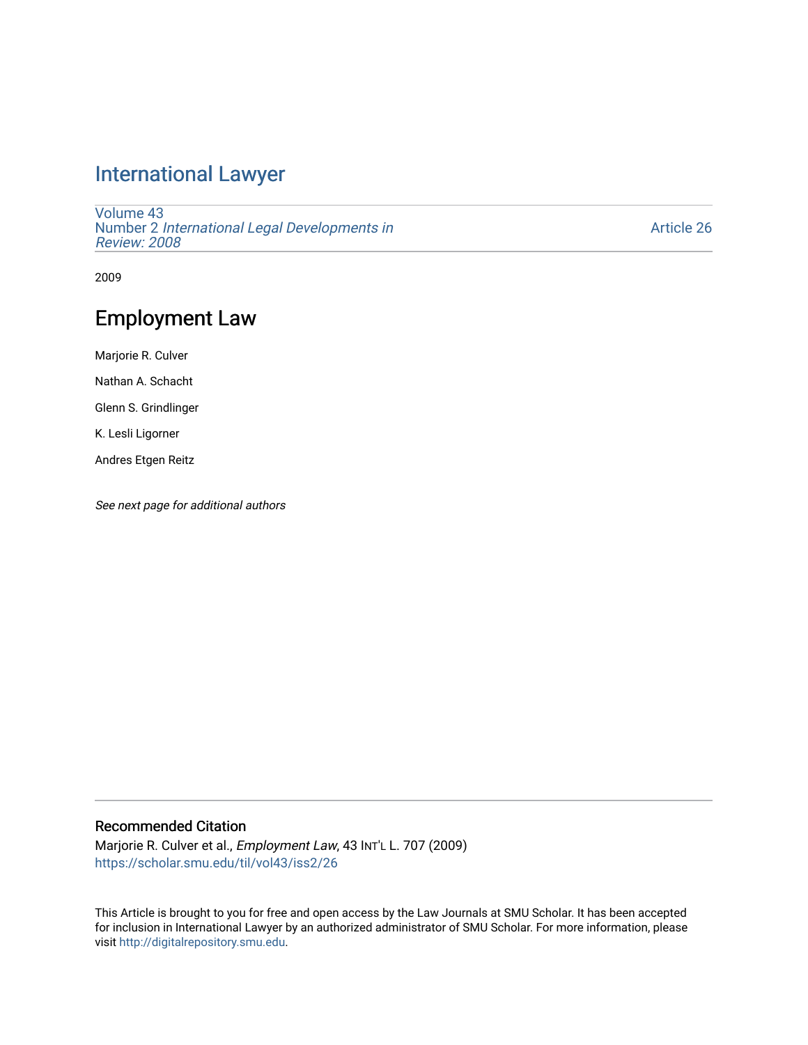# International Lawyer

Volume 43
Number 2 *International Legal Developments in Review: 2008*

Article 26

2009

## Employment Law

Marjorie R. Culver

Nathan A. Schacht

Glenn S. Grindlinger

K. Lesli Ligorner

Andres Etgen Reitz

*See next page for additional authors*

### Recommended Citation

Marjorie R. Culver et al., *Employment Law*, 43 Int'l L. 707 (2009)
https://scholar.smu.edu/til/vol43/iss2/26

This Article is brought to you for free and open access by the Law Journals at SMU Scholar. It has been accepted for inclusion in International Lawyer by an authorized administrator of SMU Scholar. For more information, please visit http://digitalrepository.smu.edu.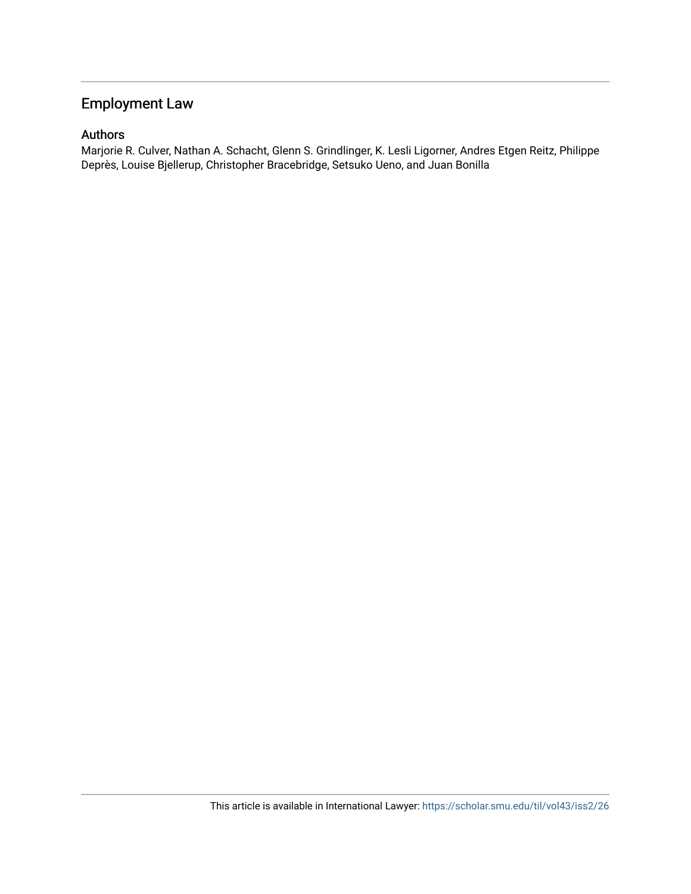# Employment Law

## Authors

Marjorie R. Culver, Nathan A. Schacht, Glenn S. Grindlinger, K. Lesli Ligorner, Andres Etgen Reitz, Philippe Deprès, Louise Bjellerup, Christopher Bracebridge, Setsuko Ueno, and Juan Bonilla

This article is available in International Lawyer: https://scholar.smu.edu/til/vol43/iss2/26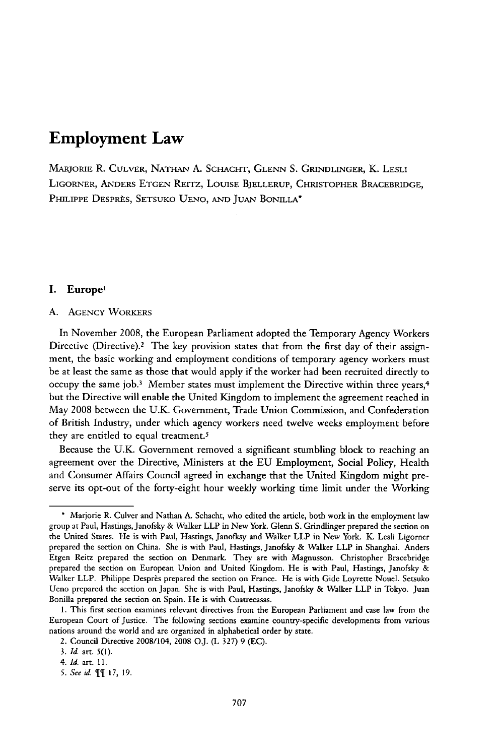# Employment Law

Marjorie R. Culver, Nathan A. Schacht, Glenn S. Grindlinger, K. Lesli Ligorner, Anders Etgen Reitz, Louise Bjellerup, Christopher Bracebridge, Philippe Desprès, Setsuko Ueno, and Juan Bonilla*

## I. Europe[1]

### A. Agency Workers

In November 2008, the European Parliament adopted the Temporary Agency Workers Directive (Directive).[2] The key provision states that from the first day of their assignment, the basic working and employment conditions of temporary agency workers must be at least the same as those that would apply if the worker had been recruited directly to occupy the same job.[3] Member states must implement the Directive within three years,[4] but the Directive will enable the United Kingdom to implement the agreement reached in May 2008 between the U.K. Government, Trade Union Commission, and Confederation of British Industry, under which agency workers need twelve weeks employment before they are entitled to equal treatment.[5]

Because the U.K. Government removed a significant stumbling block to reaching an agreement over the Directive, Ministers at the EU Employment, Social Policy, Health and Consumer Affairs Council agreed in exchange that the United Kingdom might preserve its opt-out of the forty-eight hour weekly working time limit under the Working

---

\* Marjorie R. Culver and Nathan A. Schacht, who edited the article, both work in the employment law group at Paul, Hastings, Janofsky & Walker LLP in New York. Glenn S. Grindlinger prepared the section on the United States. He is with Paul, Hastings, Janofksy and Walker LLP in New York. K. Lesli Ligorner prepared the section on China. She is with Paul, Hastings, Janofsky & Walker LLP in Shanghai. Anders Etgen Reitz prepared the section on Denmark. They are with Magnusson. Christopher Bracebridge prepared the section on European Union and United Kingdom. He is with Paul, Hastings, Janofsky & Walker LLP. Philippe Desprès prepared the section on France. He is with Gide Loyrette Nouel. Setsuko Ueno prepared the section on Japan. She is with Paul, Hastings, Janofsky & Walker LLP in Tokyo. Juan Bonilla prepared the section on Spain. He is with Cuatrecasas.

1. This first section examines relevant directives from the European Parliament and case law from the European Court of Justice. The following sections examine country-specific developments from various nations around the world and are organized in alphabetical order by state.

2. Council Directive 2008/104, 2008 O.J. (L 327) 9 (EC).

3. *Id.* art. 5(1).

4. *Id.* art. 11.

5. *See id.* ¶¶ 17, 19.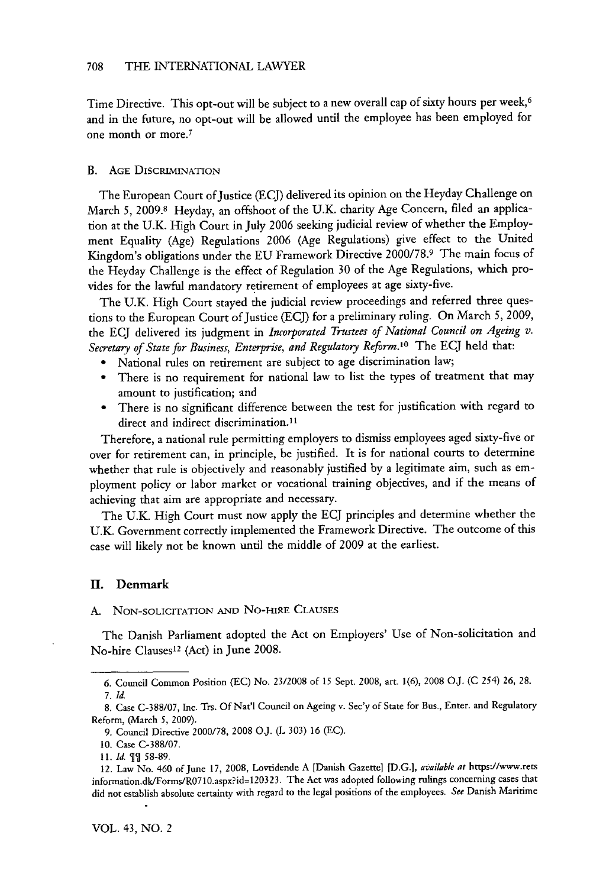Time Directive. This opt-out will be subject to a new overall cap of sixty hours per week,[6] and in the future, no opt-out will be allowed until the employee has been employed for one month or more.[7]

### B. Age Discrimination

The European Court of Justice (ECJ) delivered its opinion on the Heyday Challenge on March 5, 2009.[8] Heyday, an offshoot of the U.K. charity Age Concern, filed an application at the U.K. High Court in July 2006 seeking judicial review of whether the Employment Equality (Age) Regulations 2006 (Age Regulations) give effect to the United Kingdom's obligations under the EU Framework Directive 2000/78.[9] The main focus of the Heyday Challenge is the effect of Regulation 30 of the Age Regulations, which provides for the lawful mandatory retirement of employees at age sixty-five.

The U.K. High Court stayed the judicial review proceedings and referred three questions to the European Court of Justice (ECJ) for a preliminary ruling. On March 5, 2009, the ECJ delivered its judgment in *Incorporated Trustees of National Council on Ageing v. Secretary of State for Business, Enterprise, and Regulatory Reform*.[10] The ECJ held that:

- National rules on retirement are subject to age discrimination law;
- There is no requirement for national law to list the types of treatment that may amount to justification; and
- There is no significant difference between the test for justification with regard to direct and indirect discrimination.[11]

Therefore, a national rule permitting employers to dismiss employees aged sixty-five or over for retirement can, in principle, be justified. It is for national courts to determine whether that rule is objectively and reasonably justified by a legitimate aim, such as employment policy or labor market or vocational training objectives, and if the means of achieving that aim are appropriate and necessary.

The U.K. High Court must now apply the ECJ principles and determine whether the U.K. Government correctly implemented the Framework Directive. The outcome of this case will likely not be known until the middle of 2009 at the earliest.

## II. Denmark

### A. Non-solicitation and No-hire Clauses

The Danish Parliament adopted the Act on Employers' Use of Non-solicitation and No-hire Clauses[12] (Act) in June 2008.

---

6. Council Common Position (EC) No. 23/2008 of 15 Sept. 2008, art. 1(6), 2008 O.J. (C 254) 26, 28.

7. *Id.*

8. Case C-388/07, Inc. Trs. Of Nat'l Council on Ageing v. Sec'y of State for Bus., Enter. and Regulatory Reform, (March 5, 2009).

9. Council Directive 2000/78, 2008 O.J. (L 303) 16 (EC).

10. Case C-388/07.

11. *Id.* ¶¶ 58-89.

12. Law No. 460 of June 17, 2008, Lovtidende A [Danish Gazette] [D.G.], *available at* https://www.retsinformation.dk/Forms/R0710.aspx?id=120323. The Act was adopted following rulings concerning cases that did not establish absolute certainty with regard to the legal positions of the employees. *See* Danish Maritime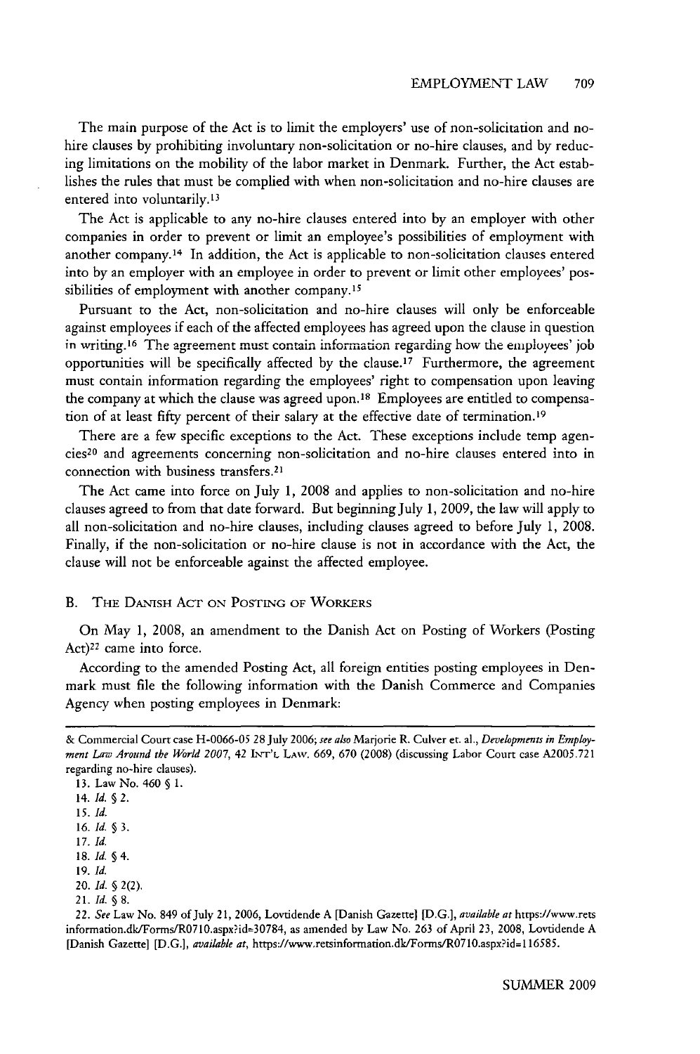The main purpose of the Act is to limit the employers' use of non-solicitation and no-hire clauses by prohibiting involuntary non-solicitation or no-hire clauses, and by reducing limitations on the mobility of the labor market in Denmark. Further, the Act establishes the rules that must be complied with when non-solicitation and no-hire clauses are entered into voluntarily.[13]

The Act is applicable to any no-hire clauses entered into by an employer with other companies in order to prevent or limit an employee's possibilities of employment with another company.[14] In addition, the Act is applicable to non-solicitation clauses entered into by an employer with an employee in order to prevent or limit other employees' possibilities of employment with another company.[15]

Pursuant to the Act, non-solicitation and no-hire clauses will only be enforceable against employees if each of the affected employees has agreed upon the clause in question in writing.[16] The agreement must contain information regarding how the employees' job opportunities will be specifically affected by the clause.[17] Furthermore, the agreement must contain information regarding the employees' right to compensation upon leaving the company at which the clause was agreed upon.[18] Employees are entitled to compensation of at least fifty percent of their salary at the effective date of termination.[19]

There are a few specific exceptions to the Act. These exceptions include temp agencies[20] and agreements concerning non-solicitation and no-hire clauses entered into in connection with business transfers.[21]

The Act came into force on July 1, 2008 and applies to non-solicitation and no-hire clauses agreed to from that date forward. But beginning July 1, 2009, the law will apply to all non-solicitation and no-hire clauses, including clauses agreed to before July 1, 2008. Finally, if the non-solicitation or no-hire clause is not in accordance with the Act, the clause will not be enforceable against the affected employee.

### B. The Danish Act on Posting of Workers

On May 1, 2008, an amendment to the Danish Act on Posting of Workers (Posting Act)[22] came into force.

According to the amended Posting Act, all foreign entities posting employees in Denmark must file the following information with the Danish Commerce and Companies Agency when posting employees in Denmark:

---

& Commercial Court case H-0066-05 28 July 2006; *see also* Marjorie R. Culver et. al., *Developments in Employment Law Around the World 2007*, 42 INT'L LAW. 669, 670 (2008) (discussing Labor Court case A2005.721 regarding no-hire clauses).

13. Law No. 460 § 1.

14. *Id.* § 2.

15. *Id.*

16. *Id.* § 3.

17. *Id.*

18. *Id.* § 4.

19. *Id.*

20. *Id.* § 2(2).

21. *Id.* § 8.

22. *See* Law No. 849 of July 21, 2006, Lovtidende A [Danish Gazette] [D.G.], *available at* https://www.retsinformation.dk/Forms/R0710.aspx?id=30784, as amended by Law No. 263 of April 23, 2008, Lovtidende A [Danish Gazette] [D.G.], *available at*, https://www.retsinformation.dk/Forms/R0710.aspx?id=116585.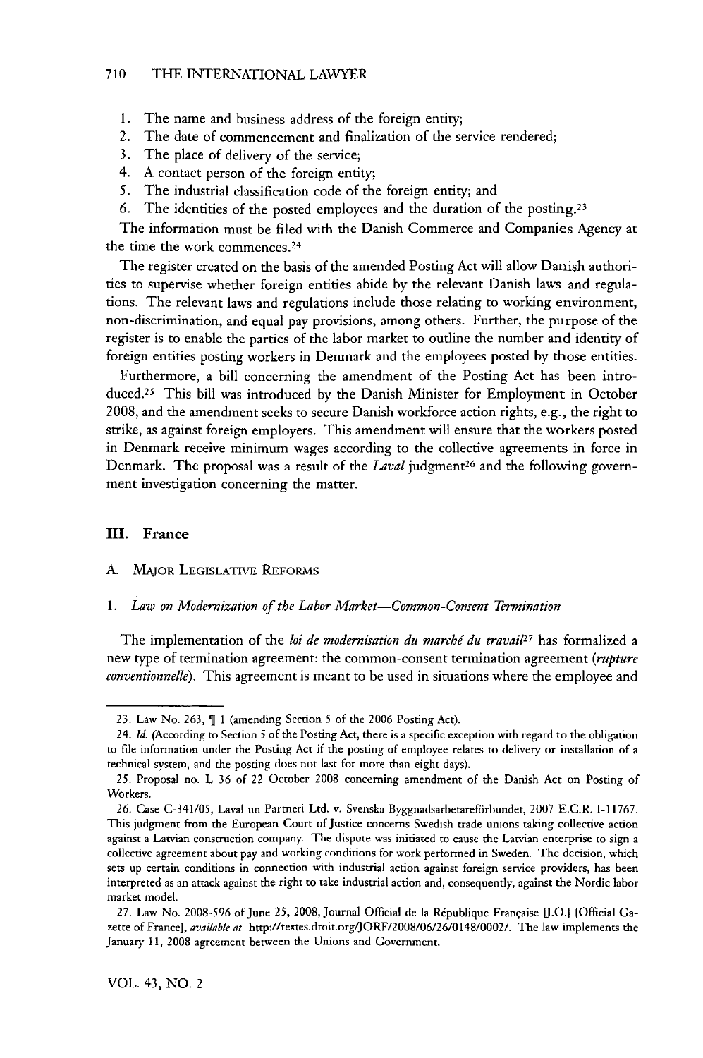1. The name and business address of the foreign entity;
2. The date of commencement and finalization of the service rendered;
3. The place of delivery of the service;
4. A contact person of the foreign entity;
5. The industrial classification code of the foreign entity; and
6. The identities of the posted employees and the duration of the posting.[23]

The information must be filed with the Danish Commerce and Companies Agency at the time the work commences.[24]

The register created on the basis of the amended Posting Act will allow Danish authorities to supervise whether foreign entities abide by the relevant Danish laws and regulations. The relevant laws and regulations include those relating to working environment, non-discrimination, and equal pay provisions, among others. Further, the purpose of the register is to enable the parties of the labor market to outline the number and identity of foreign entities posting workers in Denmark and the employees posted by those entities.

Furthermore, a bill concerning the amendment of the Posting Act has been introduced.[25] This bill was introduced by the Danish Minister for Employment in October 2008, and the amendment seeks to secure Danish workforce action rights, e.g., the right to strike, as against foreign employers. This amendment will ensure that the workers posted in Denmark receive minimum wages according to the collective agreements in force in Denmark. The proposal was a result of the *Laval* judgment[26] and the following government investigation concerning the matter.

## III. France

### A. Major Legislative Reforms

#### 1. *Law on Modernization of the Labor Market—Common-Consent Termination*

The implementation of the *loi de modernisation du marché du travail*[27] has formalized a new type of termination agreement: the common-consent termination agreement (*rupture conventionnelle*). This agreement is meant to be used in situations where the employee and

---

23. Law No. 263, ¶ 1 (amending Section 5 of the 2006 Posting Act).

24. *Id.* (According to Section 5 of the Posting Act, there is a specific exception with regard to the obligation to file information under the Posting Act if the posting of employee relates to delivery or installation of a technical system, and the posting does not last for more than eight days).

25. Proposal no. L 36 of 22 October 2008 concerning amendment of the Danish Act on Posting of Workers.

26. Case C-341/05, Laval un Partneri Ltd. v. Svenska Byggnadsarbetareförbundet, 2007 E.C.R. I-11767. This judgment from the European Court of Justice concerns Swedish trade unions taking collective action against a Latvian construction company. The dispute was initiated to cause the Latvian enterprise to sign a collective agreement about pay and working conditions for work performed in Sweden. The decision, which sets up certain conditions in connection with industrial action against foreign service providers, has been interpreted as an attack against the right to take industrial action and, consequently, against the Nordic labor market model.

27. Law No. 2008-596 of June 25, 2008, Journal Official de la République Française [J.O.] [Official Gazette of France], *available at* http://textes.droit.org/JORF/2008/06/26/0148/0002/. The law implements the January 11, 2008 agreement between the Unions and Government.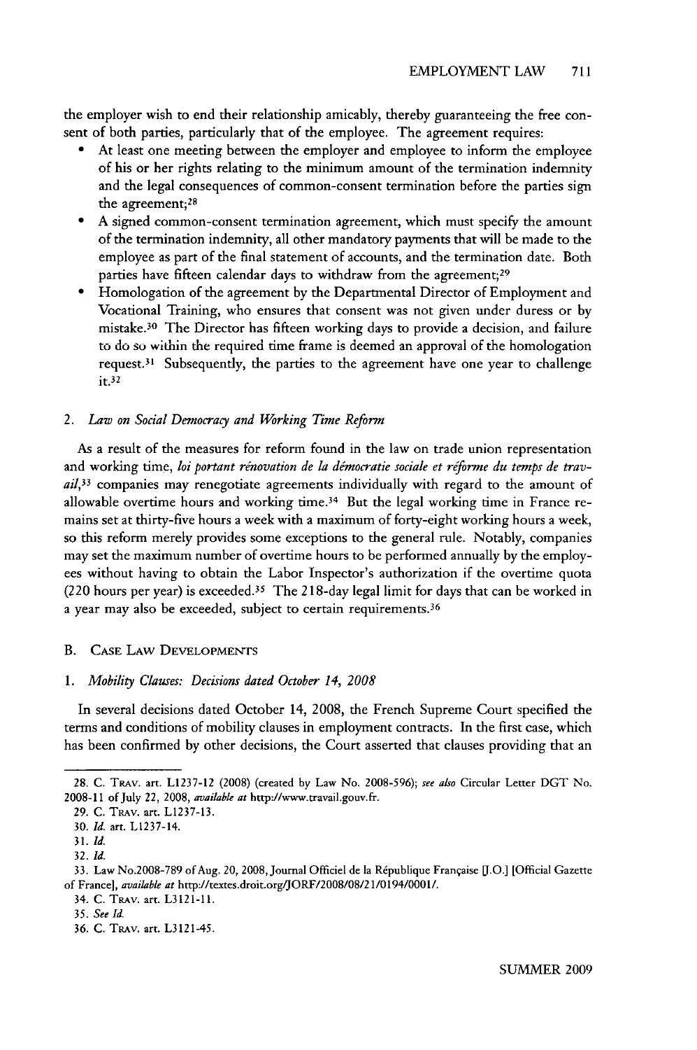the employer wish to end their relationship amicably, thereby guaranteeing the free consent of both parties, particularly that of the employee. The agreement requires:

- At least one meeting between the employer and employee to inform the employee of his or her rights relating to the minimum amount of the termination indemnity and the legal consequences of common-consent termination before the parties sign the agreement;[28]
- A signed common-consent termination agreement, which must specify the amount of the termination indemnity, all other mandatory payments that will be made to the employee as part of the final statement of accounts, and the termination date. Both parties have fifteen calendar days to withdraw from the agreement;[29]
- Homologation of the agreement by the Departmental Director of Employment and Vocational Training, who ensures that consent was not given under duress or by mistake.[30] The Director has fifteen working days to provide a decision, and failure to do so within the required time frame is deemed an approval of the homologation request.[31] Subsequently, the parties to the agreement have one year to challenge it.[32]

### 2. *Law on Social Democracy and Working Time Reform*

As a result of the measures for reform found in the law on trade union representation and working time, *loi portant rénovation de la démocratie sociale et réforme du temps de travail*,[33] companies may renegotiate agreements individually with regard to the amount of allowable overtime hours and working time.[34] But the legal working time in France remains set at thirty-five hours a week with a maximum of forty-eight working hours a week, so this reform merely provides some exceptions to the general rule. Notably, companies may set the maximum number of overtime hours to be performed annually by the employees without having to obtain the Labor Inspector's authorization if the overtime quota (220 hours per year) is exceeded.[35] The 218-day legal limit for days that can be worked in a year may also be exceeded, subject to certain requirements.[36]

## B. Case Law Developments

### 1. *Mobility Clauses: Decisions dated October 14, 2008*

In several decisions dated October 14, 2008, the French Supreme Court specified the terms and conditions of mobility clauses in employment contracts. In the first case, which has been confirmed by other decisions, the Court asserted that clauses providing that an

---

28. C. Trav. art. L1237-12 (2008) (created by Law No. 2008-596); *see also* Circular Letter DGT No. 2008-11 of July 22, 2008, *available at* http://www.travail.gouv.fr.

29. C. Trav. art. L1237-13.

30. *Id.* art. L1237-14.

31. *Id.*

32. *Id.*

33. Law No.2008-789 of Aug. 20, 2008, Journal Officiel de la République Française [J.O.] [Official Gazette of France], *available at* http://textes.droit.org/JORF/2008/08/21/0194/0001/.

34. C. Trav. art. L3121-11.

35. *See Id.*

36. C. Trav. art. L3121-45.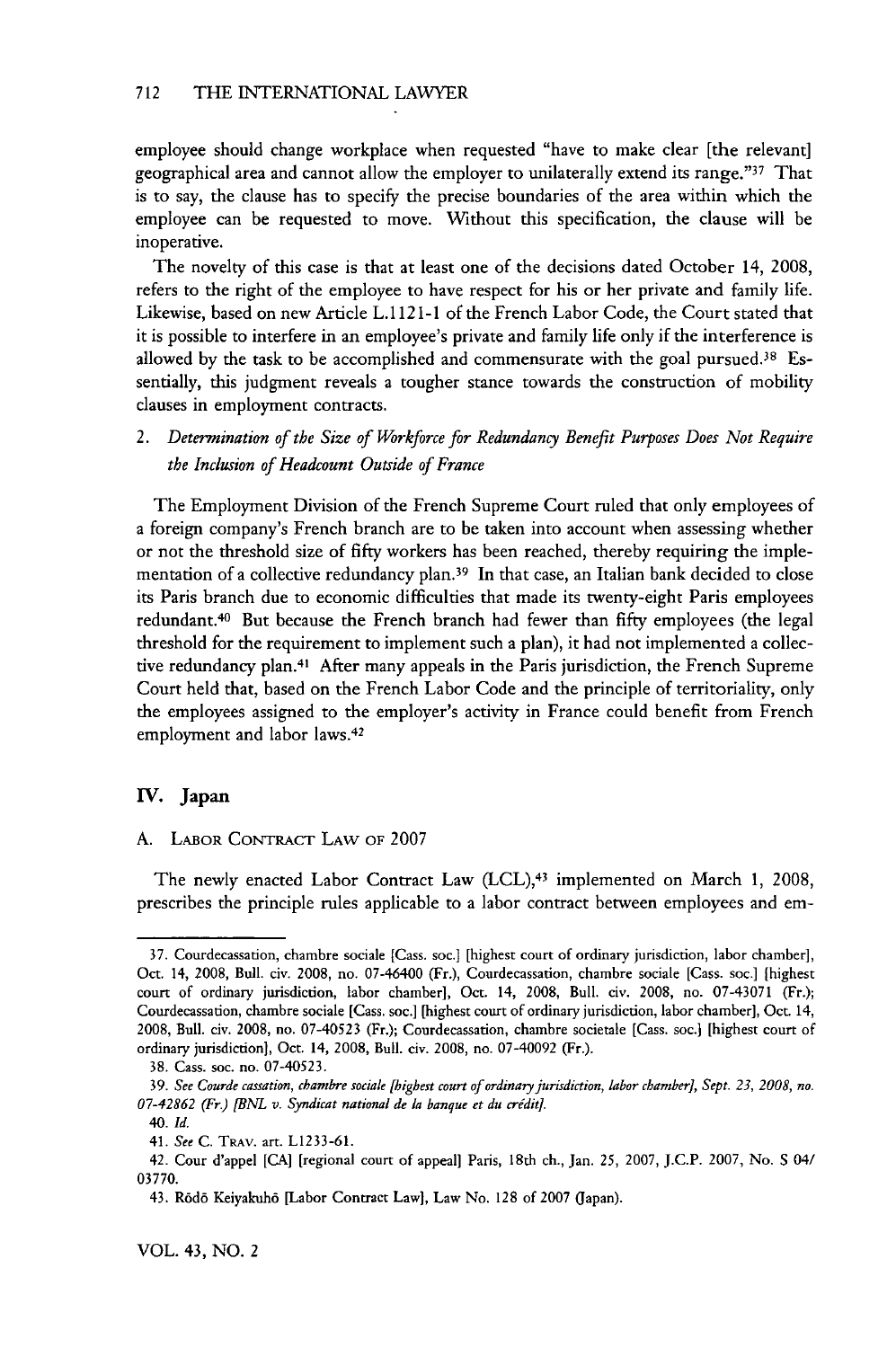employee should change workplace when requested "have to make clear [the relevant] geographical area and cannot allow the employer to unilaterally extend its range."[37] That is to say, the clause has to specify the precise boundaries of the area within which the employee can be requested to move. Without this specification, the clause will be inoperative.

The novelty of this case is that at least one of the decisions dated October 14, 2008, refers to the right of the employee to have respect for his or her private and family life. Likewise, based on new Article L.1121-1 of the French Labor Code, the Court stated that it is possible to interfere in an employee's private and family life only if the interference is allowed by the task to be accomplished and commensurate with the goal pursued.[38] Essentially, this judgment reveals a tougher stance towards the construction of mobility clauses in employment contracts.

### 2. *Determination of the Size of Workforce for Redundancy Benefit Purposes Does Not Require the Inclusion of Headcount Outside of France*

The Employment Division of the French Supreme Court ruled that only employees of a foreign company's French branch are to be taken into account when assessing whether or not the threshold size of fifty workers has been reached, thereby requiring the implementation of a collective redundancy plan.[39] In that case, an Italian bank decided to close its Paris branch due to economic difficulties that made its twenty-eight Paris employees redundant.[40] But because the French branch had fewer than fifty employees (the legal threshold for the requirement to implement such a plan), it had not implemented a collective redundancy plan.[41] After many appeals in the Paris jurisdiction, the French Supreme Court held that, based on the French Labor Code and the principle of territoriality, only the employees assigned to the employer's activity in France could benefit from French employment and labor laws.[42]

## IV. Japan

### A. Labor Contract Law of 2007

The newly enacted Labor Contract Law (LCL),[43] implemented on March 1, 2008, prescribes the principle rules applicable to a labor contract between employees and em-

---

37. Courdecassation, chambre sociale [Cass. soc.] [highest court of ordinary jurisdiction, labor chamber], Oct. 14, 2008, Bull. civ. 2008, no. 07-46400 (Fr.), Courdecassation, chambre sociale [Cass. soc.] [highest court of ordinary jurisdiction, labor chamber], Oct. 14, 2008, Bull. civ. 2008, no. 07-43071 (Fr.); Courdecassation, chambre sociale [Cass. soc.] [highest court of ordinary jurisdiction, labor chamber], Oct. 14, 2008, Bull. civ. 2008, no. 07-40523 (Fr.); Courdecassation, chambre societale [Cass. soc.] [highest court of ordinary jurisdiction], Oct. 14, 2008, Bull. civ. 2008, no. 07-40092 (Fr.).

38. Cass. soc. no. 07-40523.

39. *See Courde cassation, chambre sociale [highest court of ordinary jurisdiction, labor chamber], Sept. 23, 2008, no. 07-42862 (Fr.) [BNL v. Syndicat national de la banque et du crédit].*

40. *Id.*

41. *See* C. Trav. art. L1233-61.

42. Cour d'appel [CA] [regional court of appeal] Paris, 18th ch., Jan. 25, 2007, J.C.P. 2007, No. S 04/03770.

43. Rōdō Keiyakuhō [Labor Contract Law], Law No. 128 of 2007 (Japan).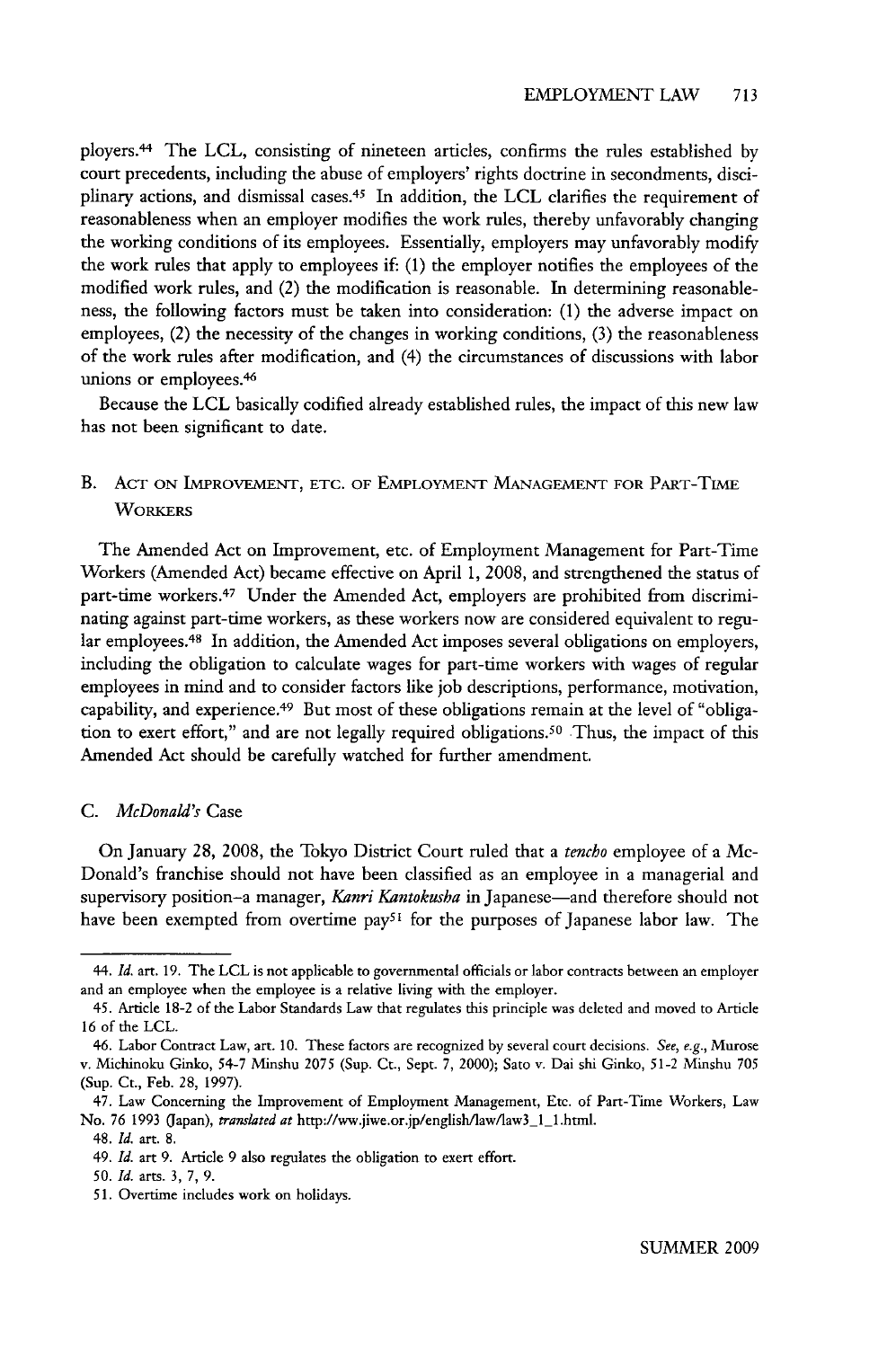ployers.[44] The LCL, consisting of nineteen articles, confirms the rules established by court precedents, including the abuse of employers' rights doctrine in secondments, disciplinary actions, and dismissal cases.[45] In addition, the LCL clarifies the requirement of reasonableness when an employer modifies the work rules, thereby unfavorably changing the working conditions of its employees. Essentially, employers may unfavorably modify the work rules that apply to employees if: (1) the employer notifies the employees of the modified work rules, and (2) the modification is reasonable. In determining reasonableness, the following factors must be taken into consideration: (1) the adverse impact on employees, (2) the necessity of the changes in working conditions, (3) the reasonableness of the work rules after modification, and (4) the circumstances of discussions with labor unions or employees.[46]

Because the LCL basically codified already established rules, the impact of this new law has not been significant to date.

## B. Act on Improvement, etc. of Employment Management for Part-Time Workers

The Amended Act on Improvement, etc. of Employment Management for Part-Time Workers (Amended Act) became effective on April 1, 2008, and strengthened the status of part-time workers.[47] Under the Amended Act, employers are prohibited from discriminating against part-time workers, as these workers now are considered equivalent to regular employees.[48] In addition, the Amended Act imposes several obligations on employers, including the obligation to calculate wages for part-time workers with wages of regular employees in mind and to consider factors like job descriptions, performance, motivation, capability, and experience.[49] But most of these obligations remain at the level of "obligation to exert effort," and are not legally required obligations.[50] Thus, the impact of this Amended Act should be carefully watched for further amendment.

## C. *McDonald's* Case

On January 28, 2008, the Tokyo District Court ruled that a *tencho* employee of a McDonald's franchise should not have been classified as an employee in a managerial and supervisory position–a manager, *Kanri Kantokusha* in Japanese—and therefore should not have been exempted from overtime pay[51] for the purposes of Japanese labor law. The

---

44. *Id.* art. 19. The LCL is not applicable to governmental officials or labor contracts between an employer and an employee when the employee is a relative living with the employer.

45. Article 18-2 of the Labor Standards Law that regulates this principle was deleted and moved to Article 16 of the LCL.

46. Labor Contract Law, art. 10. These factors are recognized by several court decisions. *See, e.g.*, Murose v. Michinoku Ginko, 54-7 Minshu 2075 (Sup. Ct., Sept. 7, 2000); Sato v. Dai shi Ginko, 51-2 Minshu 705 (Sup. Ct., Feb. 28, 1997).

47. Law Concerning the Improvement of Employment Management, Etc. of Part-Time Workers, Law No. 76 1993 (Japan), *translated at* http://ww.jiwe.or.jp/english/law/law3_1_1.html.

48. *Id.* art. 8.

49. *Id.* art 9. Article 9 also regulates the obligation to exert effort.

50. *Id.* arts. 3, 7, 9.

51. Overtime includes work on holidays.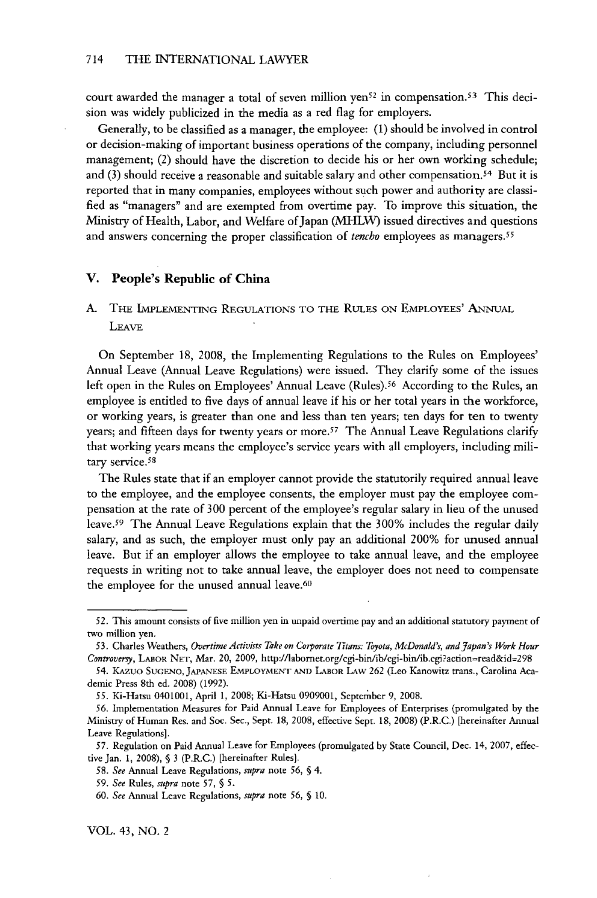court awarded the manager a total of seven million yen[52] in compensation.[53] This decision was widely publicized in the media as a red flag for employers.

Generally, to be classified as a manager, the employee: (1) should be involved in control or decision-making of important business operations of the company, including personnel management; (2) should have the discretion to decide his or her own working schedule; and (3) should receive a reasonable and suitable salary and other compensation.[54] But it is reported that in many companies, employees without such power and authority are classified as "managers" and are exempted from overtime pay. To improve this situation, the Ministry of Health, Labor, and Welfare of Japan (MHLW) issued directives and questions and answers concerning the proper classification of *tencho* employees as managers.[55]

## V. People's Republic of China

### A. The Implementing Regulations to the Rules on Employees' Annual Leave

On September 18, 2008, the Implementing Regulations to the Rules on Employees' Annual Leave (Annual Leave Regulations) were issued. They clarify some of the issues left open in the Rules on Employees' Annual Leave (Rules).[56] According to the Rules, an employee is entitled to five days of annual leave if his or her total years in the workforce, or working years, is greater than one and less than ten years; ten days for ten to twenty years; and fifteen days for twenty years or more.[57] The Annual Leave Regulations clarify that working years means the employee's service years with all employers, including military service.[58]

The Rules state that if an employer cannot provide the statutorily required annual leave to the employee, and the employee consents, the employer must pay the employee compensation at the rate of 300 percent of the employee's regular salary in lieu of the unused leave.[59] The Annual Leave Regulations explain that the 300% includes the regular daily salary, and as such, the employer must only pay an additional 200% for unused annual leave. But if an employer allows the employee to take annual leave, and the employee requests in writing not to take annual leave, the employer does not need to compensate the employee for the unused annual leave.[60]

---

52. This amount consists of five million yen in unpaid overtime pay and an additional statutory payment of two million yen.

53. Charles Weathers, *Overtime Activists Take on Corporate Titans: Toyota, McDonald's, and Japan's Work Hour Controversy*, Labor Net, Mar. 20, 2009, http://labornet.org/cgi-bin/ib/cgi-bin/ib.cgi?action=read&id=298

54. Kazuo Sugeno, Japanese Employment and Labor Law 262 (Leo Kanowitz trans., Carolina Academic Press 8th ed. 2008) (1992).

55. Ki-Hatsu 0401001, April 1, 2008; Ki-Hatsu 0909001, September 9, 2008.

56. Implementation Measures for Paid Annual Leave for Employees of Enterprises (promulgated by the Ministry of Human Res. and Soc. Sec., Sept. 18, 2008, effective Sept. 18, 2008) (P.R.C.) [hereinafter Annual Leave Regulations].

57. Regulation on Paid Annual Leave for Employees (promulgated by State Council, Dec. 14, 2007, effective Jan. 1, 2008), § 3 (P.R.C.) [hereinafter Rules].

58. *See* Annual Leave Regulations, *supra* note 56, § 4.

59. *See* Rules, *supra* note 57, § 5.

60. *See* Annual Leave Regulations, *supra* note 56, § 10.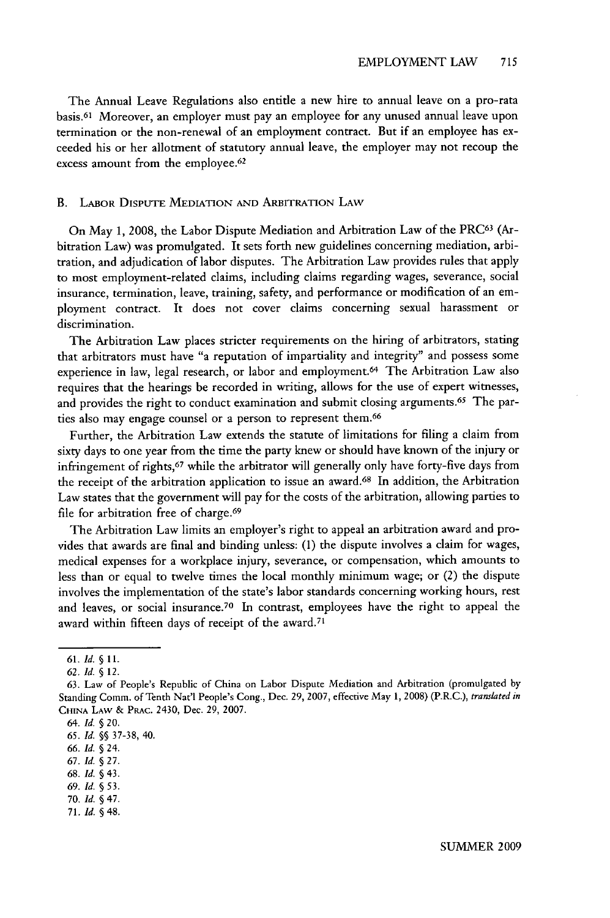The Annual Leave Regulations also entitle a new hire to annual leave on a pro-rata basis.[61] Moreover, an employer must pay an employee for any unused annual leave upon termination or the non-renewal of an employment contract. But if an employee has exceeded his or her allotment of statutory annual leave, the employer may not recoup the excess amount from the employee.[62]

## B. Labor Dispute Mediation and Arbitration Law

On May 1, 2008, the Labor Dispute Mediation and Arbitration Law of the PRC[63] (Arbitration Law) was promulgated. It sets forth new guidelines concerning mediation, arbitration, and adjudication of labor disputes. The Arbitration Law provides rules that apply to most employment-related claims, including claims regarding wages, severance, social insurance, termination, leave, training, safety, and performance or modification of an employment contract. It does not cover claims concerning sexual harassment or discrimination.

The Arbitration Law places stricter requirements on the hiring of arbitrators, stating that arbitrators must have "a reputation of impartiality and integrity" and possess some experience in law, legal research, or labor and employment.[64] The Arbitration Law also requires that the hearings be recorded in writing, allows for the use of expert witnesses, and provides the right to conduct examination and submit closing arguments.[65] The parties also may engage counsel or a person to represent them.[66]

Further, the Arbitration Law extends the statute of limitations for filing a claim from sixty days to one year from the time the party knew or should have known of the injury or infringement of rights,[67] while the arbitrator will generally only have forty-five days from the receipt of the arbitration application to issue an award.[68] In addition, the Arbitration Law states that the government will pay for the costs of the arbitration, allowing parties to file for arbitration free of charge.[69]

The Arbitration Law limits an employer's right to appeal an arbitration award and provides that awards are final and binding unless: (1) the dispute involves a claim for wages, medical expenses for a workplace injury, severance, or compensation, which amounts to less than or equal to twelve times the local monthly minimum wage; or (2) the dispute involves the implementation of the state's labor standards concerning working hours, rest and leaves, or social insurance.[70] In contrast, employees have the right to appeal the award within fifteen days of receipt of the award.[71]

---

61. *Id.* § 11.

62. *Id.* § 12.

63. Law of People's Republic of China on Labor Dispute Mediation and Arbitration (promulgated by Standing Comm. of Tenth Nat'l People's Cong., Dec. 29, 2007, effective May 1, 2008) (P.R.C.), *translated in* China Law & Prac. 2430, Dec. 29, 2007.

64. *Id.* § 20.

65. *Id.* §§ 37-38, 40.

66. *Id.* § 24.

67. *Id.* § 27.

68. *Id.* § 43.

69. *Id.* § 53.

70. *Id.* § 47.

71. *Id.* § 48.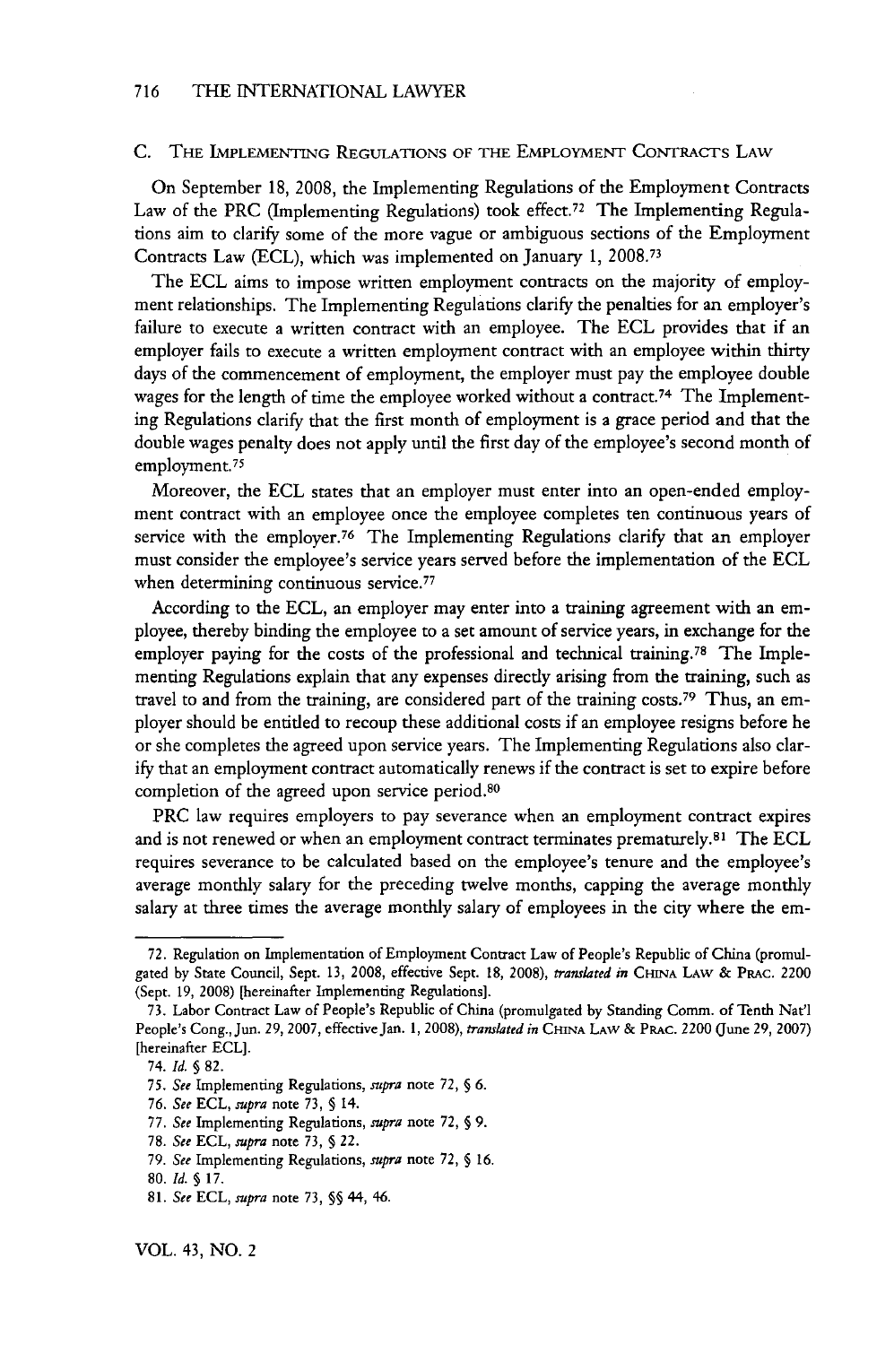### C. The Implementing Regulations of the Employment Contracts Law

On September 18, 2008, the Implementing Regulations of the Employment Contracts Law of the PRC (Implementing Regulations) took effect.[72] The Implementing Regulations aim to clarify some of the more vague or ambiguous sections of the Employment Contracts Law (ECL), which was implemented on January 1, 2008.[73]

The ECL aims to impose written employment contracts on the majority of employment relationships. The Implementing Regulations clarify the penalties for an employer's failure to execute a written contract with an employee. The ECL provides that if an employer fails to execute a written employment contract with an employee within thirty days of the commencement of employment, the employer must pay the employee double wages for the length of time the employee worked without a contract.[74] The Implementing Regulations clarify that the first month of employment is a grace period and that the double wages penalty does not apply until the first day of the employee's second month of employment.[75]

Moreover, the ECL states that an employer must enter into an open-ended employment contract with an employee once the employee completes ten continuous years of service with the employer.[76] The Implementing Regulations clarify that an employer must consider the employee's service years served before the implementation of the ECL when determining continuous service.[77]

According to the ECL, an employer may enter into a training agreement with an employee, thereby binding the employee to a set amount of service years, in exchange for the employer paying for the costs of the professional and technical training.[78] The Implementing Regulations explain that any expenses directly arising from the training, such as travel to and from the training, are considered part of the training costs.[79] Thus, an employer should be entitled to recoup these additional costs if an employee resigns before he or she completes the agreed upon service years. The Implementing Regulations also clarify that an employment contract automatically renews if the contract is set to expire before completion of the agreed upon service period.[80]

PRC law requires employers to pay severance when an employment contract expires and is not renewed or when an employment contract terminates prematurely.[81] The ECL requires severance to be calculated based on the employee's tenure and the employee's average monthly salary for the preceding twelve months, capping the average monthly salary at three times the average monthly salary of employees in the city where the em-

---

72. Regulation on Implementation of Employment Contract Law of People's Republic of China (promulgated by State Council, Sept. 13, 2008, effective Sept. 18, 2008), *translated in* China Law & Prac. 2200 (Sept. 19, 2008) [hereinafter Implementing Regulations].

73. Labor Contract Law of People's Republic of China (promulgated by Standing Comm. of Tenth Nat'l People's Cong., Jun. 29, 2007, effective Jan. 1, 2008), *translated in* China Law & Prac. 2200 (June 29, 2007) [hereinafter ECL].

74. *Id.* § 82.

75. *See* Implementing Regulations, *supra* note 72, § 6.

76. *See* ECL, *supra* note 73, § 14.

77. *See* Implementing Regulations, *supra* note 72, § 9.

78. *See* ECL, *supra* note 73, § 22.

79. *See* Implementing Regulations, *supra* note 72, § 16.

80. *Id.* § 17.

81. *See* ECL, *supra* note 73, §§ 44, 46.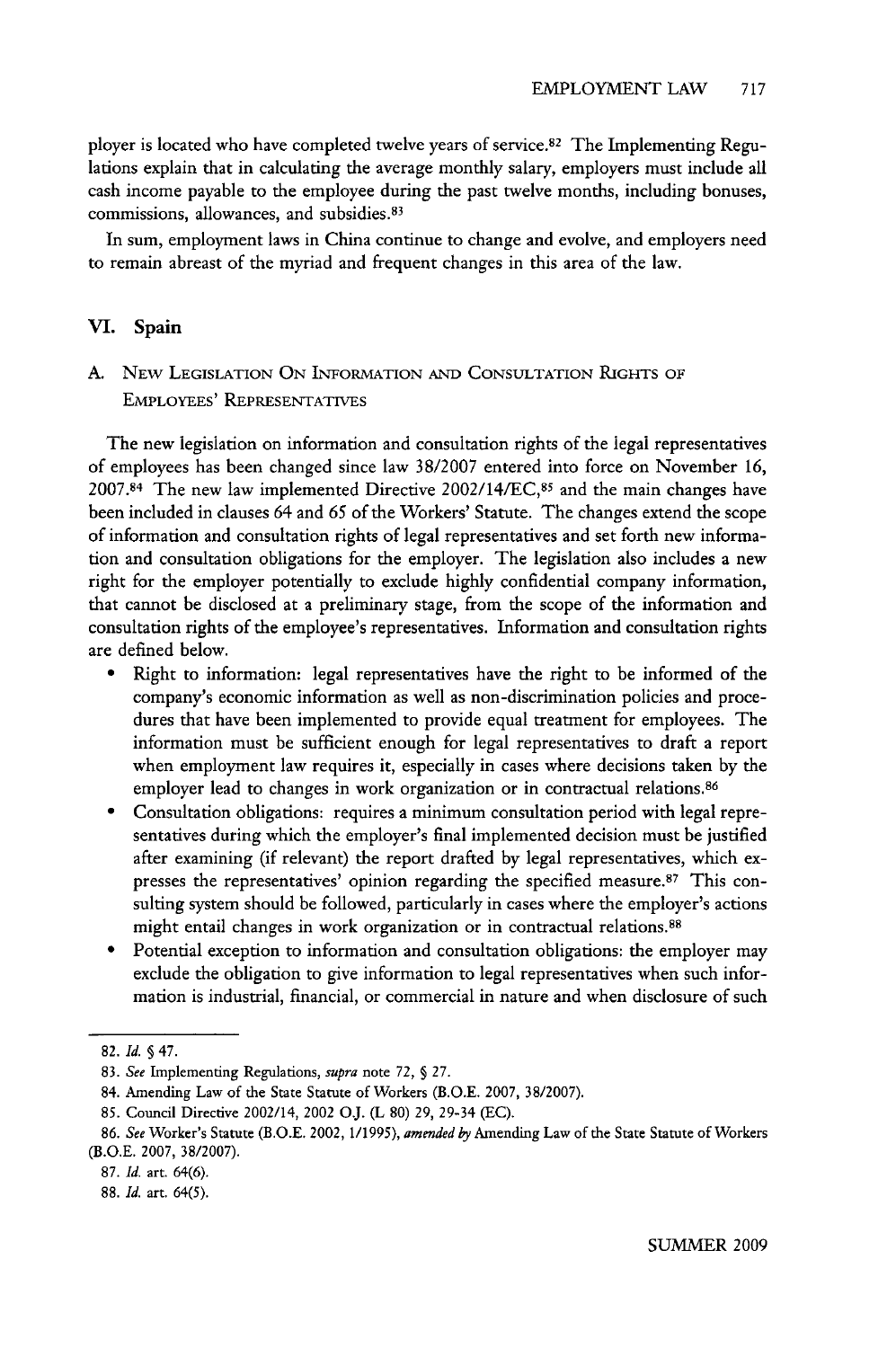ployer is located who have completed twelve years of service.[82] The Implementing Regulations explain that in calculating the average monthly salary, employers must include all cash income payable to the employee during the past twelve months, including bonuses, commissions, allowances, and subsidies.[83]

In sum, employment laws in China continue to change and evolve, and employers need to remain abreast of the myriad and frequent changes in this area of the law.

## VI. Spain

### A. New Legislation On Information and Consultation Rights of Employees' Representatives

The new legislation on information and consultation rights of the legal representatives of employees has been changed since law 38/2007 entered into force on November 16, 2007.[84] The new law implemented Directive 2002/14/EC,[85] and the main changes have been included in clauses 64 and 65 of the Workers' Statute. The changes extend the scope of information and consultation rights of legal representatives and set forth new information and consultation obligations for the employer. The legislation also includes a new right for the employer potentially to exclude highly confidential company information, that cannot be disclosed at a preliminary stage, from the scope of the information and consultation rights of the employee's representatives. Information and consultation rights are defined below.

- Right to information: legal representatives have the right to be informed of the company's economic information as well as non-discrimination policies and procedures that have been implemented to provide equal treatment for employees. The information must be sufficient enough for legal representatives to draft a report when employment law requires it, especially in cases where decisions taken by the employer lead to changes in work organization or in contractual relations.[86]
- Consultation obligations: requires a minimum consultation period with legal representatives during which the employer's final implemented decision must be justified after examining (if relevant) the report drafted by legal representatives, which expresses the representatives' opinion regarding the specified measure.[87] This consulting system should be followed, particularly in cases where the employer's actions might entail changes in work organization or in contractual relations.[88]
- Potential exception to information and consultation obligations: the employer may exclude the obligation to give information to legal representatives when such information is industrial, financial, or commercial in nature and when disclosure of such

---

82. *Id.* § 47.

83. *See* Implementing Regulations, *supra* note 72, § 27.

84. Amending Law of the State Statute of Workers (B.O.E. 2007, 38/2007).

85. Council Directive 2002/14, 2002 O.J. (L 80) 29, 29-34 (EC).

86. *See* Worker's Statute (B.O.E. 2002, 1/1995), *amended by* Amending Law of the State Statute of Workers (B.O.E. 2007, 38/2007).

87. *Id.* art. 64(6).

88. *Id.* art. 64(5).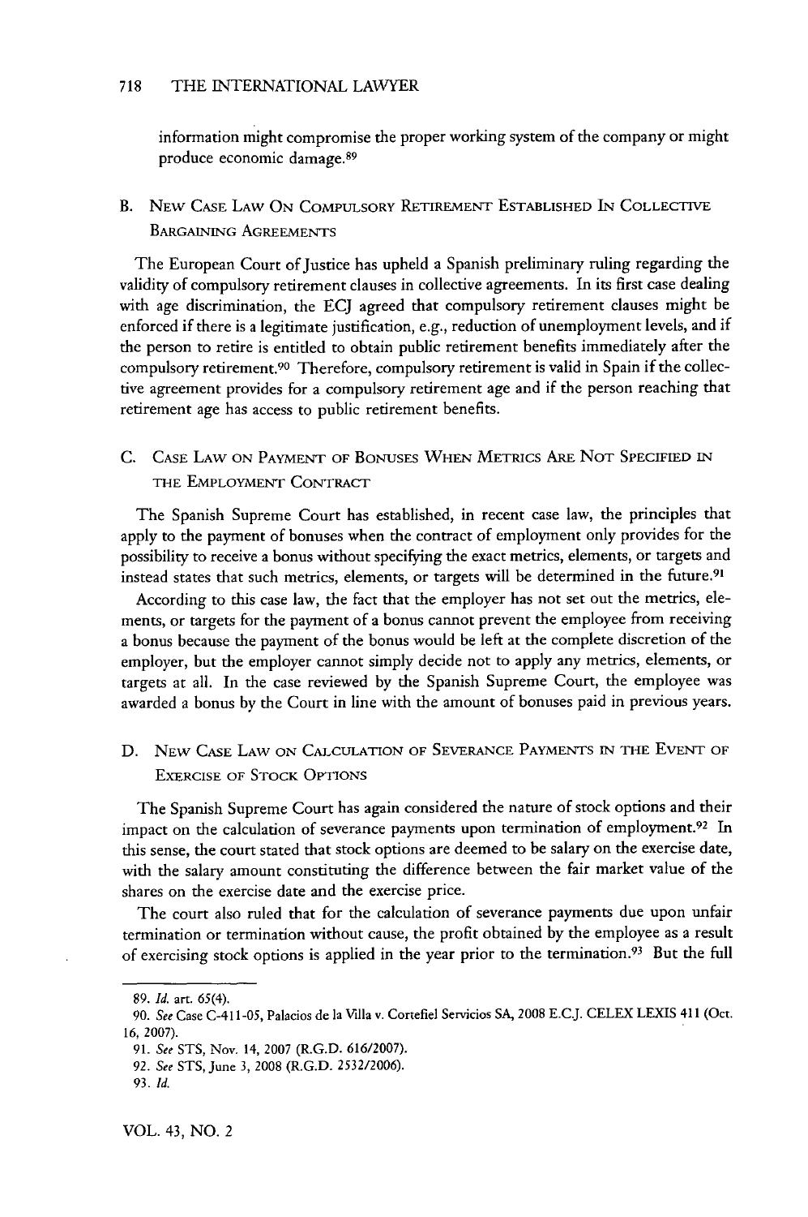information might compromise the proper working system of the company or might produce economic damage.[89]

### B. New Case Law On Compulsory Retirement Established In Collective Bargaining Agreements

The European Court of Justice has upheld a Spanish preliminary ruling regarding the validity of compulsory retirement clauses in collective agreements. In its first case dealing with age discrimination, the ECJ agreed that compulsory retirement clauses might be enforced if there is a legitimate justification, e.g., reduction of unemployment levels, and if the person to retire is entitled to obtain public retirement benefits immediately after the compulsory retirement.[90] Therefore, compulsory retirement is valid in Spain if the collective agreement provides for a compulsory retirement age and if the person reaching that retirement age has access to public retirement benefits.

### C. Case Law On Payment Of Bonuses When Metrics Are Not Specified In The Employment Contract

The Spanish Supreme Court has established, in recent case law, the principles that apply to the payment of bonuses when the contract of employment only provides for the possibility to receive a bonus without specifying the exact metrics, elements, or targets and instead states that such metrics, elements, or targets will be determined in the future.[91]

According to this case law, the fact that the employer has not set out the metrics, elements, or targets for the payment of a bonus cannot prevent the employee from receiving a bonus because the payment of the bonus would be left at the complete discretion of the employer, but the employer cannot simply decide not to apply any metrics, elements, or targets at all. In the case reviewed by the Spanish Supreme Court, the employee was awarded a bonus by the Court in line with the amount of bonuses paid in previous years.

### D. New Case Law On Calculation Of Severance Payments In The Event Of Exercise Of Stock Options

The Spanish Supreme Court has again considered the nature of stock options and their impact on the calculation of severance payments upon termination of employment.[92] In this sense, the court stated that stock options are deemed to be salary on the exercise date, with the salary amount constituting the difference between the fair market value of the shares on the exercise date and the exercise price.

The court also ruled that for the calculation of severance payments due upon unfair termination or termination without cause, the profit obtained by the employee as a result of exercising stock options is applied in the year prior to the termination.[93] But the full

---

89. *Id.* art. 65(4).

90. *See* Case C-411-05, Palacios de la Villa v. Cortefiel Servicios SA, 2008 E.C.J. CELEX LEXIS 411 (Oct. 16, 2007).

91. *See* STS, Nov. 14, 2007 (R.G.D. 616/2007).

92. *See* STS, June 3, 2008 (R.G.D. 2532/2006).

93. *Id.*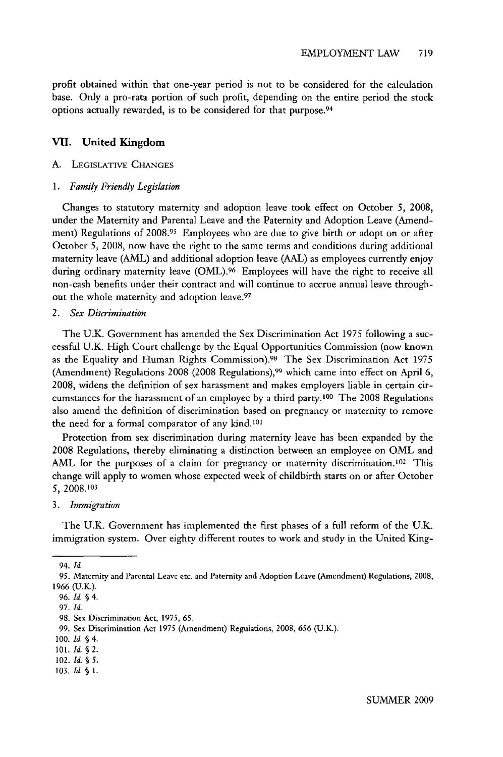profit obtained within that one-year period is not to be considered for the calculation base. Only a pro-rata portion of such profit, depending on the entire period the stock options actually rewarded, is to be considered for that purpose.[94]

## VII. United Kingdom

### A. Legislative Changes

#### 1. *Family Friendly Legislation*

Changes to statutory maternity and adoption leave took effect on October 5, 2008, under the Maternity and Parental Leave and the Paternity and Adoption Leave (Amendment) Regulations of 2008.[95] Employees who are due to give birth or adopt on or after October 5, 2008, now have the right to the same terms and conditions during additional maternity leave (AML) and additional adoption leave (AAL) as employees currently enjoy during ordinary maternity leave (OML).[96] Employees will have the right to receive all non-cash benefits under their contract and will continue to accrue annual leave throughout the whole maternity and adoption leave.[97]

#### 2. *Sex Discrimination*

The U.K. Government has amended the Sex Discrimination Act 1975 following a successful U.K. High Court challenge by the Equal Opportunities Commission (now known as the Equality and Human Rights Commission).[98] The Sex Discrimination Act 1975 (Amendment) Regulations 2008 (2008 Regulations),[99] which came into effect on April 6, 2008, widens the definition of sex harassment and makes employers liable in certain circumstances for the harassment of an employee by a third party.[100] The 2008 Regulations also amend the definition of discrimination based on pregnancy or maternity to remove the need for a formal comparator of any kind.[101]

Protection from sex discrimination during maternity leave has been expanded by the 2008 Regulations, thereby eliminating a distinction between an employee on OML and AML for the purposes of a claim for pregnancy or maternity discrimination.[102] This change will apply to women whose expected week of childbirth starts on or after October 5, 2008.[103]

#### 3. *Immigration*

The U.K. Government has implemented the first phases of a full reform of the U.K. immigration system. Over eighty different routes to work and study in the United King-

---

94. *Id.*

95. Maternity and Parental Leave etc. and Paternity and Adoption Leave (Amendment) Regulations, 2008, 1966 (U.K.).

96. *Id.* § 4.

97. *Id.*

98. Sex Discrimination Act, 1975, 65.

99. Sex Discrimination Act 1975 (Amendment) Regulations, 2008, 656 (U.K.).

100. *Id.* § 4.

101. *Id.* § 2.

102. *Id.* § 5.

103. *Id.* § 1.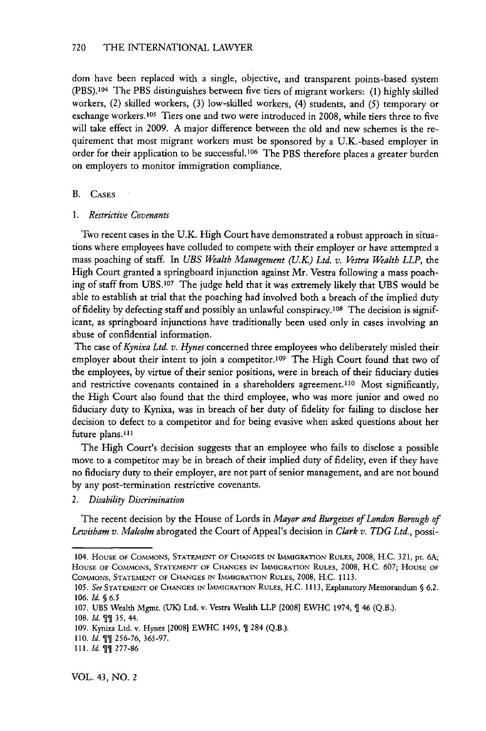dom have been replaced with a single, objective, and transparent points-based system (PBS).[104] The PBS distinguishes between five tiers of migrant workers: (1) highly skilled workers, (2) skilled workers, (3) low-skilled workers, (4) students, and (5) temporary or exchange workers.[105] Tiers one and two were introduced in 2008, while tiers three to five will take effect in 2009. A major difference between the old and new schemes is the requirement that most migrant workers must be sponsored by a U.K.-based employer in order for their application to be successful.[106] The PBS therefore places a greater burden on employers to monitor immigration compliance.

### B. Cases

#### 1. *Restrictive Covenants*

Two recent cases in the U.K. High Court have demonstrated a robust approach in situations where employees have colluded to compete with their employer or have attempted a mass poaching of staff. In *UBS Wealth Management (U.K.) Ltd. v. Vestra Wealth LLP*, the High Court granted a springboard injunction against Mr. Vestra following a mass poaching of staff from UBS.[107] The judge held that it was extremely likely that UBS would be able to establish at trial that the poaching had involved both a breach of the implied duty of fidelity by defecting staff and possibly an unlawful conspiracy.[108] The decision is significant, as springboard injunctions have traditionally been used only in cases involving an abuse of confidential information.

The case of *Kynixa Ltd. v. Hynes* concerned three employees who deliberately misled their employer about their intent to join a competitor.[109] The High Court found that two of the employees, by virtue of their senior positions, were in breach of their fiduciary duties and restrictive covenants contained in a shareholders agreement.[110] Most significantly, the High Court also found that the third employee, who was more junior and owed no fiduciary duty to Kynixa, was in breach of her duty of fidelity for failing to disclose her decision to defect to a competitor and for being evasive when asked questions about her future plans.[111]

The High Court's decision suggests that an employee who fails to disclose a possible move to a competitor may be in breach of their implied duty of fidelity, even if they have no fiduciary duty to their employer, are not part of senior management, and are not bound by any post-termination restrictive covenants.

#### 2. *Disability Discrimination*

The recent decision by the House of Lords in *Mayor and Burgesses of London Borough of Lewisham v. Malcolm* abrogated the Court of Appeal's decision in *Clark v. TDG Ltd.*, possi-

---

104. House of Commons, Statement of Changes in Immigration Rules, 2008, H.C. 321, pt. 6A; House of Commons, Statement of Changes in Immigration Rules, 2008, H.C. 607; House of Commons, Statement of Changes in Immigration Rules, 2008, H.C. 1113.

105. *See* Statement of Changes in Immigration Rules, H.C. 1113, Explanatory Memorandum § 6.2.

106. *Id.* § 6.5

107. UBS Wealth Mgmt. (UK) Ltd. v. Vestra Wealth LLP [2008] EWHC 1974, ¶ 46 (Q.B.).

108. *Id.* ¶¶ 35, 44.

109. Kynixa Ltd. v. Hynes [2008] EWHC 1495, ¶ 284 (Q.B.).

110. *Id.* ¶¶ 256-76, 365-97.

111. *Id.* ¶¶ 277-86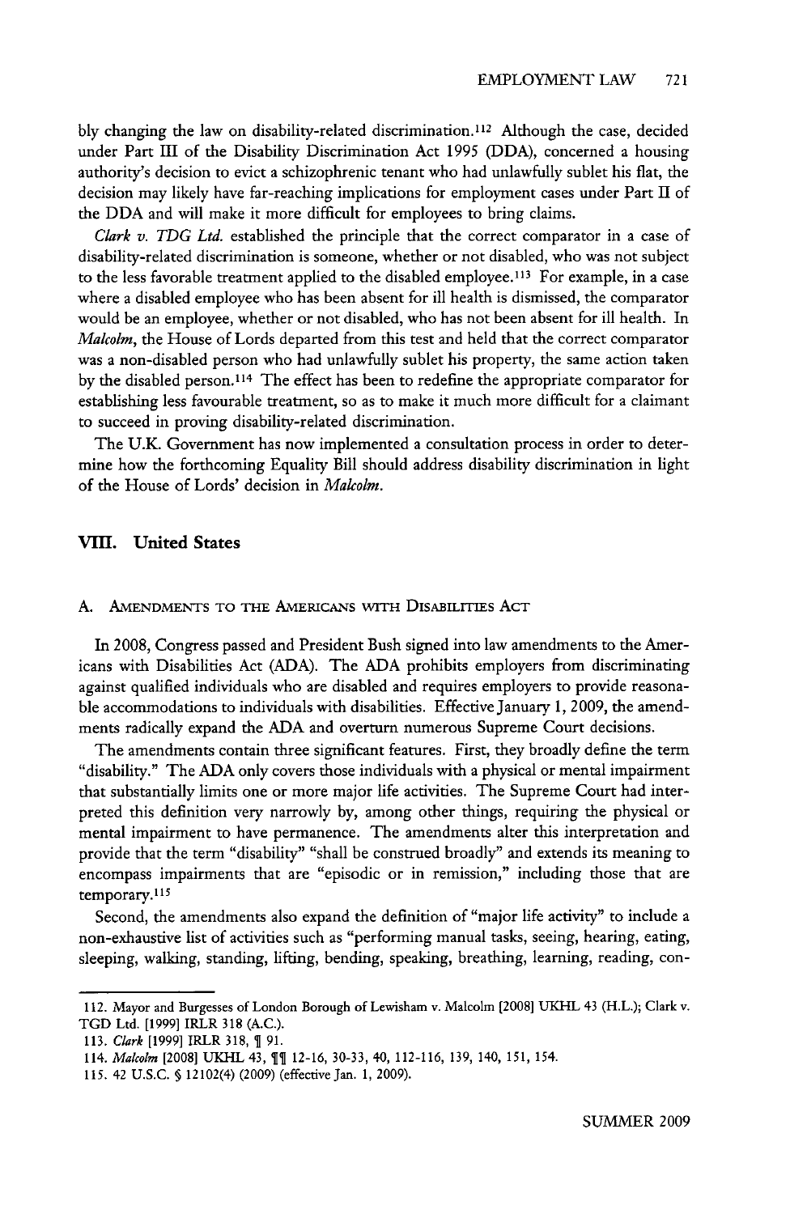bly changing the law on disability-related discrimination.[112] Although the case, decided under Part III of the Disability Discrimination Act 1995 (DDA), concerned a housing authority's decision to evict a schizophrenic tenant who had unlawfully sublet his flat, the decision may likely have far-reaching implications for employment cases under Part II of the DDA and will make it more difficult for employees to bring claims.

*Clark v. TDG Ltd.* established the principle that the correct comparator in a case of disability-related discrimination is someone, whether or not disabled, who was not subject to the less favorable treatment applied to the disabled employee.[113] For example, in a case where a disabled employee who has been absent for ill health is dismissed, the comparator would be an employee, whether or not disabled, who has not been absent for ill health. In *Malcolm*, the House of Lords departed from this test and held that the correct comparator was a non-disabled person who had unlawfully sublet his property, the same action taken by the disabled person.[114] The effect has been to redefine the appropriate comparator for establishing less favourable treatment, so as to make it much more difficult for a claimant to succeed in proving disability-related discrimination.

The U.K. Government has now implemented a consultation process in order to determine how the forthcoming Equality Bill should address disability discrimination in light of the House of Lords' decision in *Malcolm*.

## VIII. United States

### A. Amendments to the Americans with Disabilities Act

In 2008, Congress passed and President Bush signed into law amendments to the Americans with Disabilities Act (ADA). The ADA prohibits employers from discriminating against qualified individuals who are disabled and requires employers to provide reasonable accommodations to individuals with disabilities. Effective January 1, 2009, the amendments radically expand the ADA and overturn numerous Supreme Court decisions.

The amendments contain three significant features. First, they broadly define the term "disability." The ADA only covers those individuals with a physical or mental impairment that substantially limits one or more major life activities. The Supreme Court had interpreted this definition very narrowly by, among other things, requiring the physical or mental impairment to have permanence. The amendments alter this interpretation and provide that the term "disability" "shall be construed broadly" and extends its meaning to encompass impairments that are "episodic or in remission," including those that are temporary.[115]

Second, the amendments also expand the definition of "major life activity" to include a non-exhaustive list of activities such as "performing manual tasks, seeing, hearing, eating, sleeping, walking, standing, lifting, bending, speaking, breathing, learning, reading, con-

---

112. Mayor and Burgesses of London Borough of Lewisham v. Malcolm [2008] UKHL 43 (H.L.); Clark v. TGD Ltd. [1999] IRLR 318 (A.C.).

113. *Clark* [1999] IRLR 318, ¶ 91.

114. *Malcolm* [2008] UKHL 43, ¶¶ 12-16, 30-33, 40, 112-116, 139, 140, 151, 154.

115. 42 U.S.C. § 12102(4) (2009) (effective Jan. 1, 2009).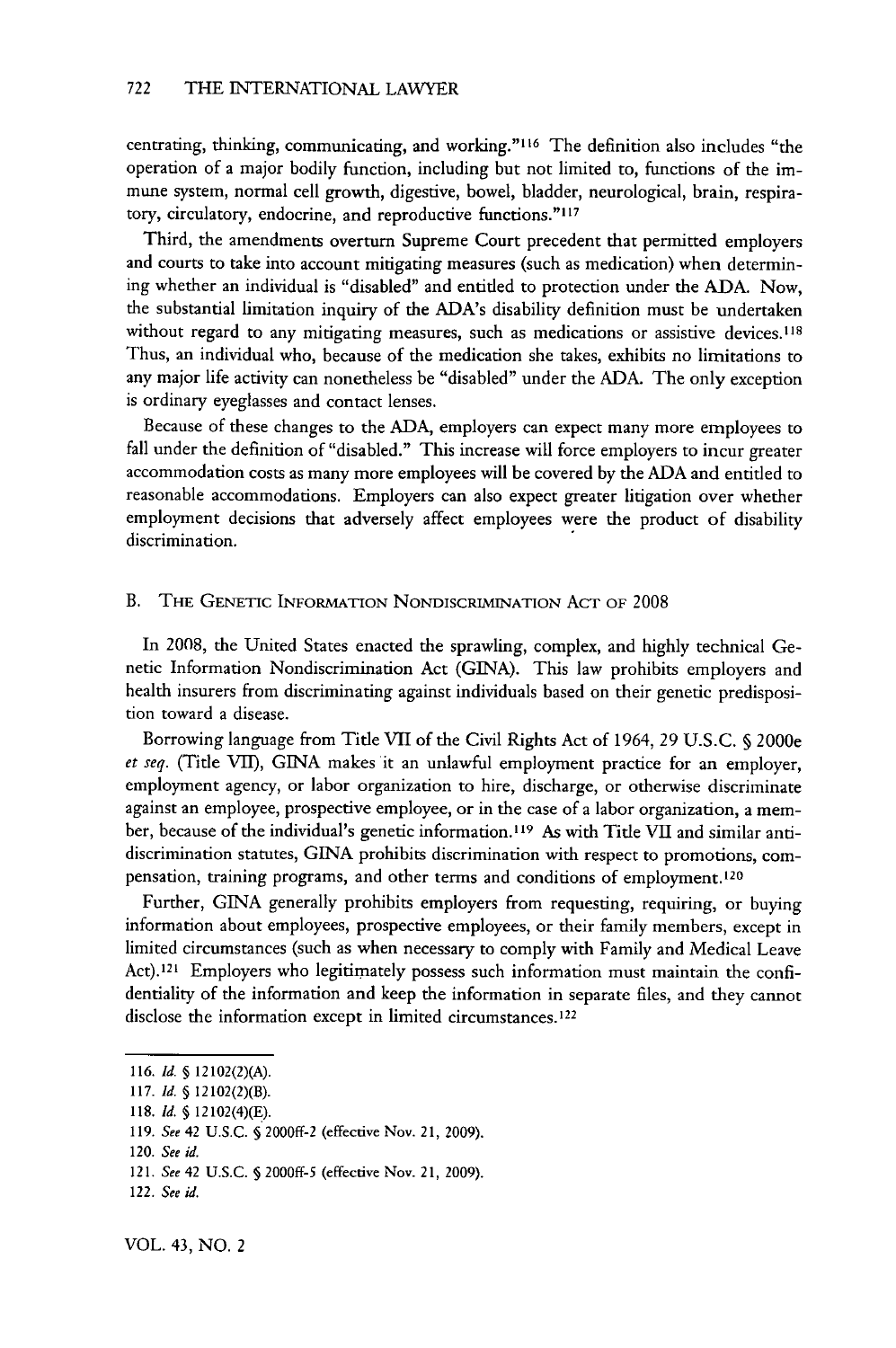centrating, thinking, communicating, and working."[116] The definition also includes "the operation of a major bodily function, including but not limited to, functions of the immune system, normal cell growth, digestive, bowel, bladder, neurological, brain, respiratory, circulatory, endocrine, and reproductive functions."[117]

Third, the amendments overturn Supreme Court precedent that permitted employers and courts to take into account mitigating measures (such as medication) when determining whether an individual is "disabled" and entitled to protection under the ADA. Now, the substantial limitation inquiry of the ADA's disability definition must be undertaken without regard to any mitigating measures, such as medications or assistive devices.[118] Thus, an individual who, because of the medication she takes, exhibits no limitations to any major life activity can nonetheless be "disabled" under the ADA. The only exception is ordinary eyeglasses and contact lenses.

Because of these changes to the ADA, employers can expect many more employees to fall under the definition of "disabled." This increase will force employers to incur greater accommodation costs as many more employees will be covered by the ADA and entitled to reasonable accommodations. Employers can also expect greater litigation over whether employment decisions that adversely affect employees were the product of disability discrimination.

## B. The Genetic Information Nondiscrimination Act of 2008

In 2008, the United States enacted the sprawling, complex, and highly technical Genetic Information Nondiscrimination Act (GINA). This law prohibits employers and health insurers from discriminating against individuals based on their genetic predisposition toward a disease.

Borrowing language from Title VII of the Civil Rights Act of 1964, 29 U.S.C. § 2000e *et seq.* (Title VII), GINA makes it an unlawful employment practice for an employer, employment agency, or labor organization to hire, discharge, or otherwise discriminate against an employee, prospective employee, or in the case of a labor organization, a member, because of the individual's genetic information.[119] As with Title VII and similar anti-discrimination statutes, GINA prohibits discrimination with respect to promotions, compensation, training programs, and other terms and conditions of employment.[120]

Further, GINA generally prohibits employers from requesting, requiring, or buying information about employees, prospective employees, or their family members, except in limited circumstances (such as when necessary to comply with Family and Medical Leave Act).[121] Employers who legitimately possess such information must maintain the confidentiality of the information and keep the information in separate files, and they cannot disclose the information except in limited circumstances.[122]

---

116. *Id.* § 12102(2)(A).

117. *Id.* § 12102(2)(B).

118. *Id.* § 12102(4)(E).

119. *See* 42 U.S.C. § 2000ff-2 (effective Nov. 21, 2009).

120. *See id.*

121. *See* 42 U.S.C. § 2000ff-5 (effective Nov. 21, 2009).

122. *See id.*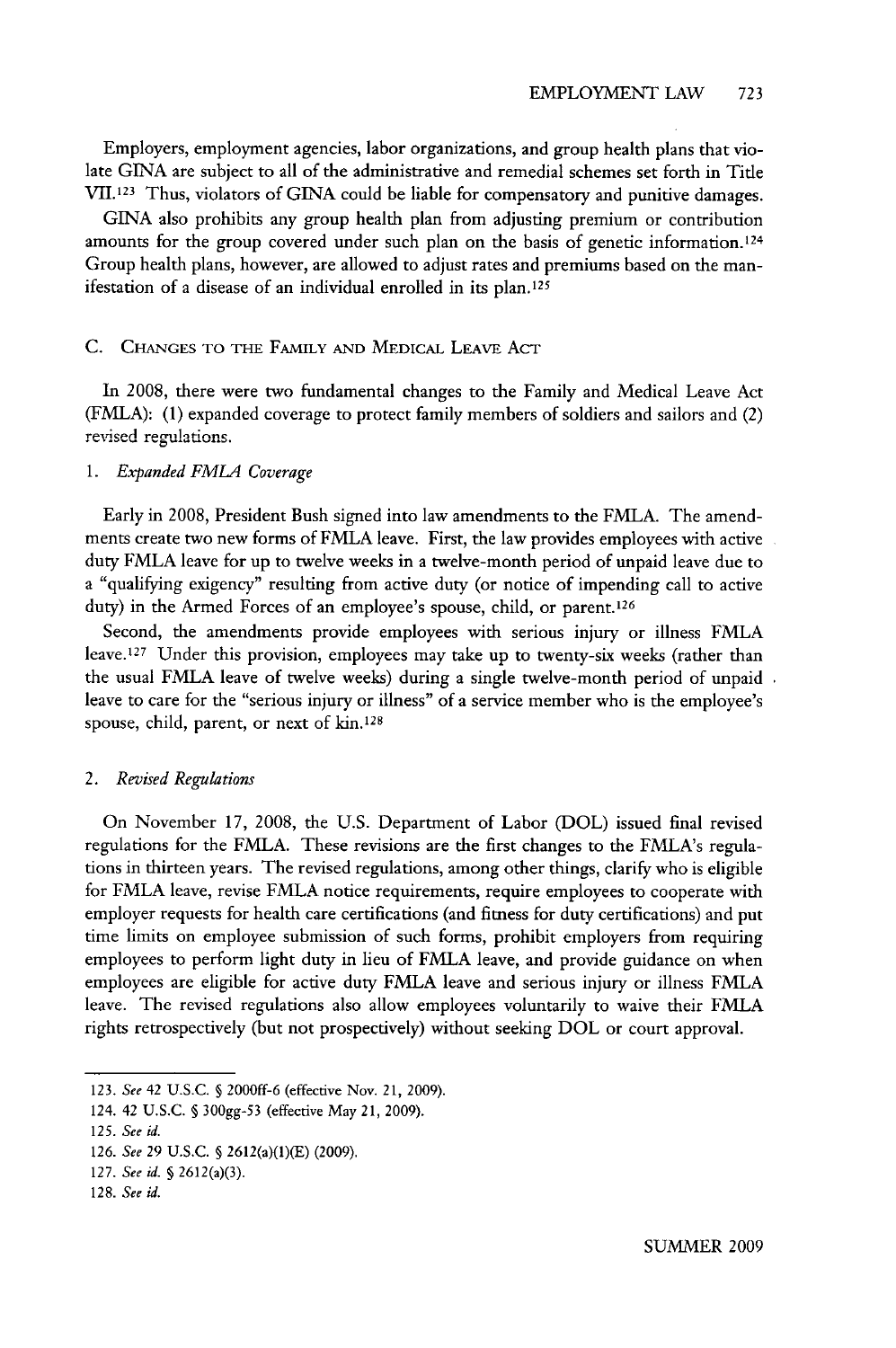Employers, employment agencies, labor organizations, and group health plans that violate GINA are subject to all of the administrative and remedial schemes set forth in Title VII.[123] Thus, violators of GINA could be liable for compensatory and punitive damages.

GINA also prohibits any group health plan from adjusting premium or contribution amounts for the group covered under such plan on the basis of genetic information.[124] Group health plans, however, are allowed to adjust rates and premiums based on the manifestation of a disease of an individual enrolled in its plan.[125]

### C. Changes to the Family and Medical Leave Act

In 2008, there were two fundamental changes to the Family and Medical Leave Act (FMLA): (1) expanded coverage to protect family members of soldiers and sailors and (2) revised regulations.

#### 1. *Expanded FMLA Coverage*

Early in 2008, President Bush signed into law amendments to the FMLA. The amendments create two new forms of FMLA leave. First, the law provides employees with active duty FMLA leave for up to twelve weeks in a twelve-month period of unpaid leave due to a "qualifying exigency" resulting from active duty (or notice of impending call to active duty) in the Armed Forces of an employee's spouse, child, or parent.[126]

Second, the amendments provide employees with serious injury or illness FMLA leave.[127] Under this provision, employees may take up to twenty-six weeks (rather than the usual FMLA leave of twelve weeks) during a single twelve-month period of unpaid leave to care for the "serious injury or illness" of a service member who is the employee's spouse, child, parent, or next of kin.[128]

#### 2. *Revised Regulations*

On November 17, 2008, the U.S. Department of Labor (DOL) issued final revised regulations for the FMLA. These revisions are the first changes to the FMLA's regulations in thirteen years. The revised regulations, among other things, clarify who is eligible for FMLA leave, revise FMLA notice requirements, require employees to cooperate with employer requests for health care certifications (and fitness for duty certifications) and put time limits on employee submission of such forms, prohibit employers from requiring employees to perform light duty in lieu of FMLA leave, and provide guidance on when employees are eligible for active duty FMLA leave and serious injury or illness FMLA leave. The revised regulations also allow employees voluntarily to waive their FMLA rights retrospectively (but not prospectively) without seeking DOL or court approval.

---

123. *See* 42 U.S.C. § 2000ff-6 (effective Nov. 21, 2009).

124. 42 U.S.C. § 300gg-53 (effective May 21, 2009).

125. *See id.*

126. *See* 29 U.S.C. § 2612(a)(1)(E) (2009).

127. *See id.* § 2612(a)(3).

128. *See id.*